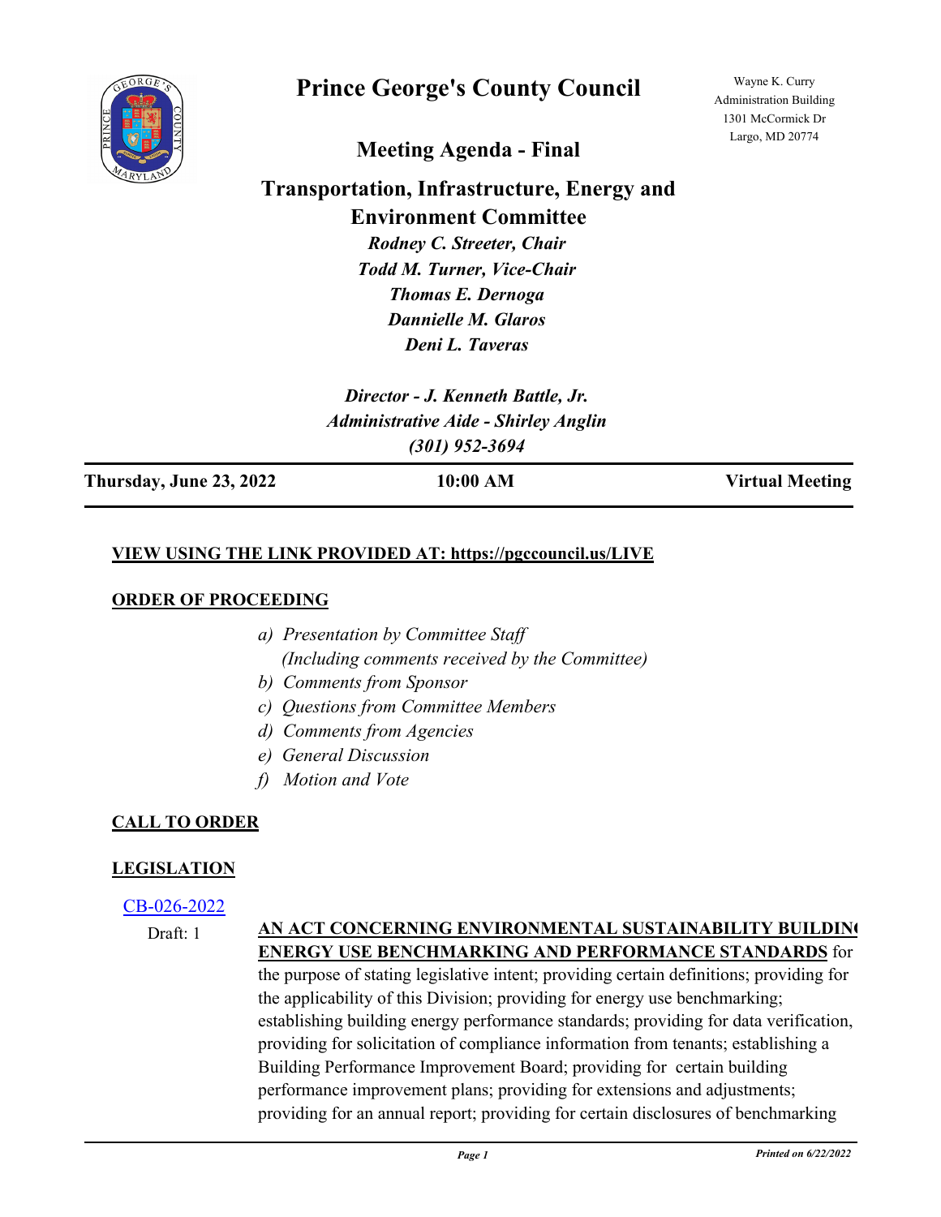# Prince George's County Council

Wayne K. Curry Administration Building
1301 McCormick Dr
Largo, MD 20774

## Meeting Agenda - Final

## Transportation, Infrastructure, Energy and Environment Committee

*Rodney C. Streeter, Chair*
*Todd M. Turner, Vice-Chair*
*Thomas E. Dernoga*
*Dannielle M. Glaros*
*Deni L. Taveras*

*Director - J. Kenneth Battle, Jr.*
*Administrative Aide - Shirley Anglin*
*(301) 952-3694*

| **Thursday, June 23, 2022** | **10:00 AM** | **Virtual Meeting** |
|---|---|---|

**VIEW USING THE LINK PROVIDED AT: https://pgccouncil.us/LIVE**

**ORDER OF PROCEEDING**

*a) Presentation by Committee Staff*
*(Including comments received by the Committee)*
*b) Comments from Sponsor*
*c) Questions from Committee Members*
*d) Comments from Agencies*
*e) General Discussion*
*f) Motion and Vote*

**CALL TO ORDER**

**LEGISLATION**

CB-026-2022

Draft: 1

**AN ACT CONCERNING ENVIRONMENTAL SUSTAINABILITY BUILDING ENERGY USE BENCHMARKING AND PERFORMANCE STANDARDS** for the purpose of stating legislative intent; providing certain definitions; providing for the applicability of this Division; providing for energy use benchmarking; establishing building energy performance standards; providing for data verification, providing for solicitation of compliance information from tenants; establishing a Building Performance Improvement Board; providing for certain building performance improvement plans; providing for extensions and adjustments; providing for an annual report; providing for certain disclosures of benchmarking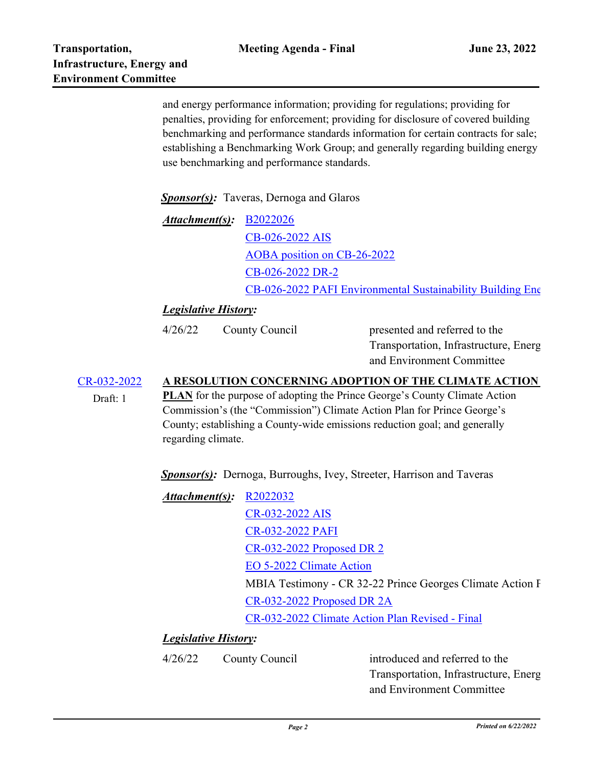and energy performance information; providing for regulations; providing for penalties, providing for enforcement; providing for disclosure of covered building benchmarking and performance standards information for certain contracts for sale; establishing a Benchmarking Work Group; and generally regarding building energy use benchmarking and performance standards.

***Sponsor(s):*** Taveras, Dernoga and Glaros

***Attachment(s):***
- B2022026
- CB-026-2022 AIS
- AOBA position on CB-26-2022
- CB-026-2022 DR-2
- CB-026-2022 PAFI Environmental Sustainability Building Ene

***Legislative History:***

| | | |
|---|---|---|
| 4/26/22 | County Council | presented and referred to the Transportation, Infrastructure, Energ and Environment Committee |

**CR-032-2022**

Draft: 1

**A RESOLUTION CONCERNING ADOPTION OF THE CLIMATE ACTION PLAN** for the purpose of adopting the Prince George's County Climate Action Commission's (the "Commission") Climate Action Plan for Prince George's County; establishing a County-wide emissions reduction goal; and generally regarding climate.

***Sponsor(s):*** Dernoga, Burroughs, Ivey, Streeter, Harrison and Taveras

***Attachment(s):***
- R2022032
- CR-032-2022 AIS
- CR-032-2022 PAFI
- CR-032-2022 Proposed DR 2
- EO 5-2022 Climate Action
- MBIA Testimony - CR 32-22 Prince Georges Climate Action F
- CR-032-2022 Proposed DR 2A
- CR-032-2022 Climate Action Plan Revised - Final

***Legislative History:***

| | | |
|---|---|---|
| 4/26/22 | County Council | introduced and referred to the Transportation, Infrastructure, Energ and Environment Committee |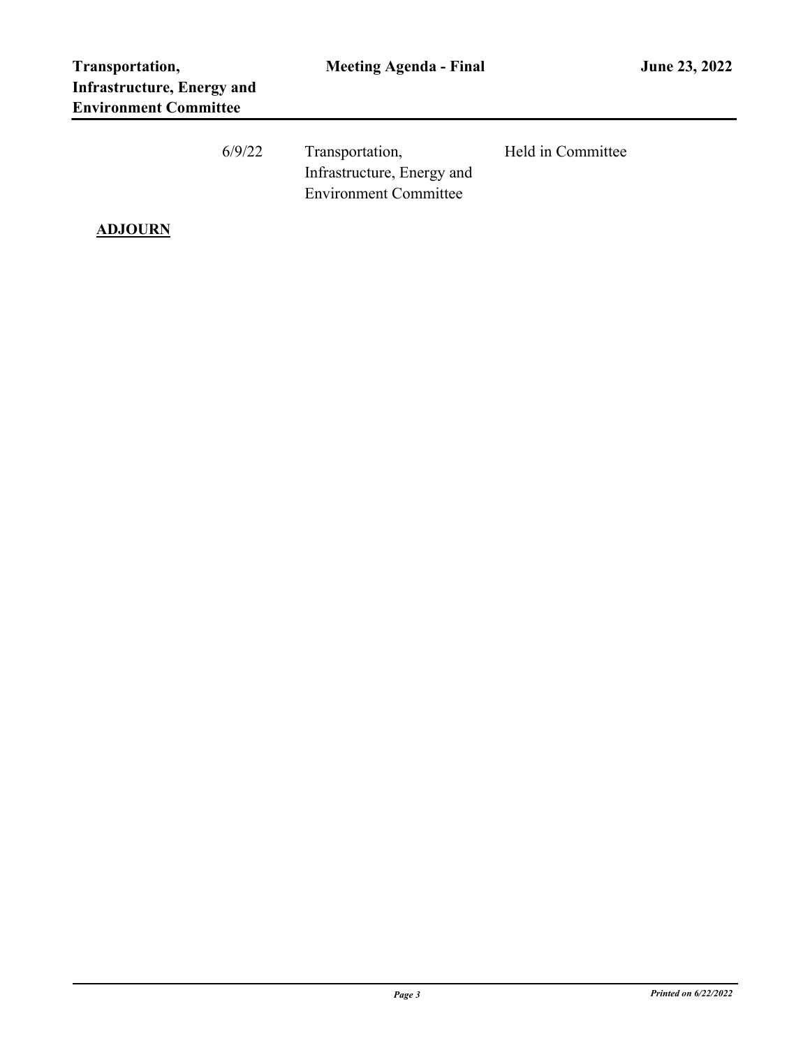| | | |
|---|---|---|
| 6/9/22 | Transportation, Infrastructure, Energy and Environment Committee | Held in Committee |

**ADJOURN**